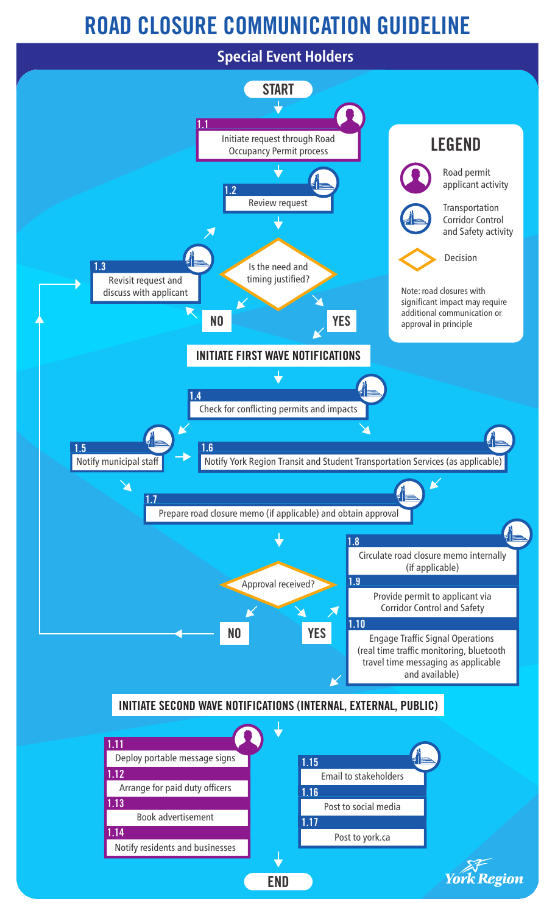# ROAD CLOSURE COMMUNICATION GUIDELINE

## Special Event Holders

**START**

**1.1** Initiate request through Road Occupancy Permit process

**1.2** Review request

**Decision:** Is the need and timing justified?

- **NO** → **1.3** Revisit request and discuss with applicant
- **YES** → INITIATE FIRST WAVE NOTIFICATIONS

### INITIATE FIRST WAVE NOTIFICATIONS

**1.4** Check for conflicting permits and impacts

**1.5** Notify municipal staff

**1.6** Notify York Region Transit and Student Transportation Services (as applicable)

**1.7** Prepare road closure memo (if applicable) and obtain approval

**Decision:** Approval received?

- **NO** → **1.3** Revisit request and discuss with applicant
- **YES** →

**1.8** Circulate road closure memo internally (if applicable)

**1.9** Provide permit to applicant via Corridor Control and Safety

**1.10** Engage Traffic Signal Operations (real time traffic monitoring, bluetooth travel time messaging as applicable and available)

### INITIATE SECOND WAVE NOTIFICATIONS (INTERNAL, EXTERNAL, PUBLIC)

**1.11** Deploy portable message signs

**1.12** Arrange for paid duty officers

**1.13** Book advertisement

**1.14** Notify residents and businesses

**1.15** Email to stakeholders

**1.16** Post to social media

**1.17** Post to york.ca

**END**

### LEGEND

- Road permit applicant activity
- Transportation Corridor Control and Safety activity
- Decision

Note: road closures with significant impact may require additional communication or approval in principle

York Region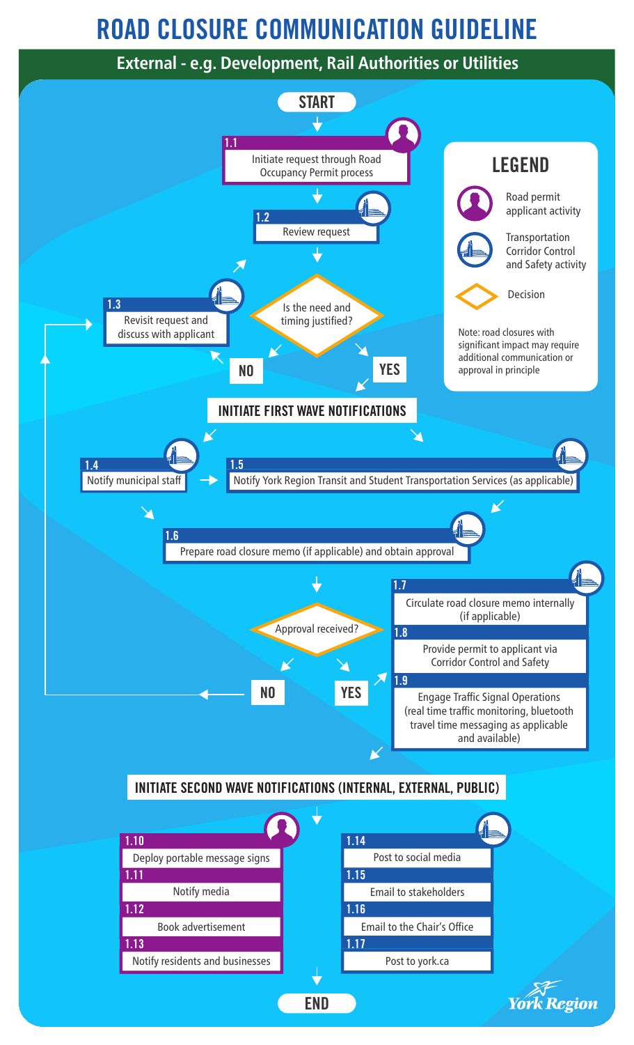# ROAD CLOSURE COMMUNICATION GUIDELINE

## External - e.g. Development, Rail Authorities or Utilities

START

**1.1** Initiate request through Road Occupancy Permit process

**1.2** Review request

Is the need and timing justified?

NO → **1.3** Revisit request and discuss with applicant

YES

### INITIATE FIRST WAVE NOTIFICATIONS

**1.4** Notify municipal staff

**1.5** Notify York Region Transit and Student Transportation Services (as applicable)

**1.6** Prepare road closure memo (if applicable) and obtain approval

Approval received?

NO → **1.3**

YES

**1.7** Circulate road closure memo internally (if applicable)

**1.8** Provide permit to applicant via Corridor Control and Safety

**1.9** Engage Traffic Signal Operations (real time traffic monitoring, bluetooth travel time messaging as applicable and available)

### INITIATE SECOND WAVE NOTIFICATIONS (INTERNAL, EXTERNAL, PUBLIC)

**1.10** Deploy portable message signs

**1.11** Notify media

**1.12** Book advertisement

**1.13** Notify residents and businesses

**1.14** Post to social media

**1.15** Email to stakeholders

**1.16** Email to the Chair's Office

**1.17** Post to york.ca

END

## LEGEND

- Road permit applicant activity
- Transportation Corridor Control and Safety activity
- Decision

Note: road closures with significant impact may require additional communication or approval in principle

York Region